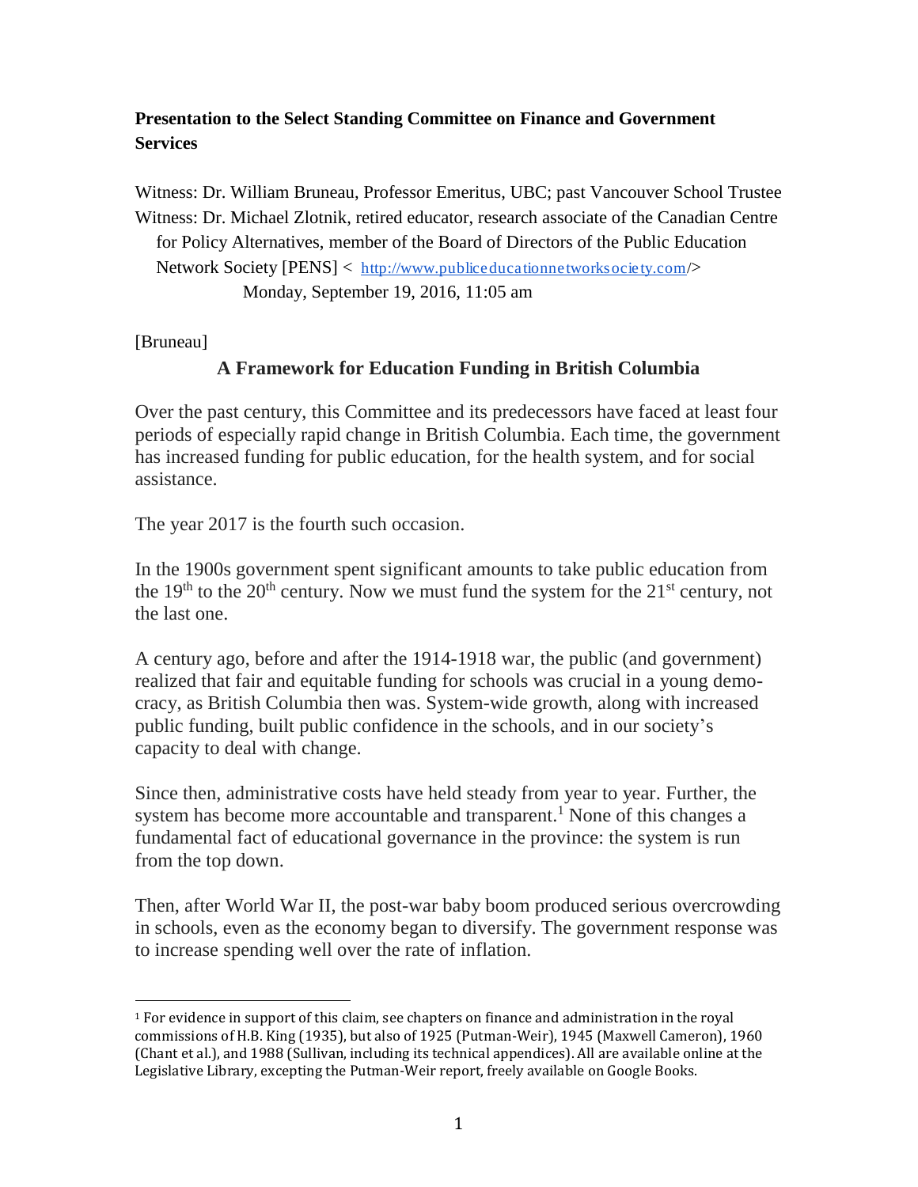**Presentation to the Select Standing Committee on Finance and Government Services**

Witness: Dr. William Bruneau, Professor Emeritus, UBC; past Vancouver School Trustee
Witness: Dr. Michael Zlotnik, retired educator, research associate of the Canadian Centre for Policy Alternatives, member of the Board of Directors of the Public Education Network Society [PENS] < http://www.publiceducationnetworksociety.com/>
Monday, September 19, 2016, 11:05 am

[Bruneau]

## A Framework for Education Funding in British Columbia

Over the past century, this Committee and its predecessors have faced at least four periods of especially rapid change in British Columbia. Each time, the government has increased funding for public education, for the health system, and for social assistance.

The year 2017 is the fourth such occasion.

In the 1900s government spent significant amounts to take public education from the 19th to the 20th century. Now we must fund the system for the 21st century, not the last one.

A century ago, before and after the 1914-1918 war, the public (and government) realized that fair and equitable funding for schools was crucial in a young democracy, as British Columbia then was. System-wide growth, along with increased public funding, built public confidence in the schools, and in our society's capacity to deal with change.

Since then, administrative costs have held steady from year to year. Further, the system has become more accountable and transparent.[1] None of this changes a fundamental fact of educational governance in the province: the system is run from the top down.

Then, after World War II, the post-war baby boom produced serious overcrowding in schools, even as the economy began to diversify. The government response was to increase spending well over the rate of inflation.

---

[1] For evidence in support of this claim, see chapters on finance and administration in the royal commissions of H.B. King (1935), but also of 1925 (Putman-Weir), 1945 (Maxwell Cameron), 1960 (Chant et al.), and 1988 (Sullivan, including its technical appendices). All are available online at the Legislative Library, excepting the Putman-Weir report, freely available on Google Books.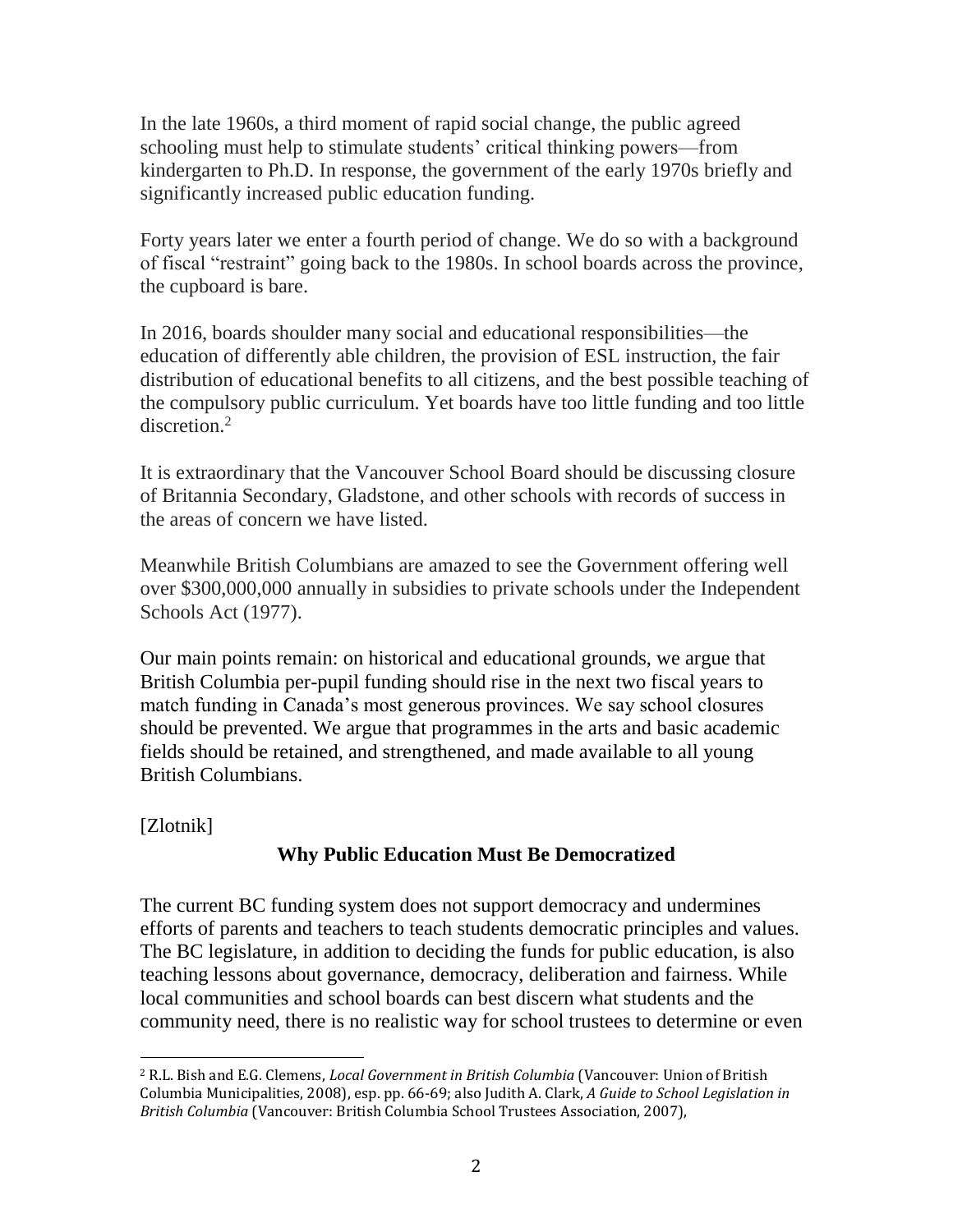In the late 1960s, a third moment of rapid social change, the public agreed schooling must help to stimulate students' critical thinking powers—from kindergarten to Ph.D. In response, the government of the early 1970s briefly and significantly increased public education funding.

Forty years later we enter a fourth period of change. We do so with a background of fiscal "restraint" going back to the 1980s. In school boards across the province, the cupboard is bare.

In 2016, boards shoulder many social and educational responsibilities—the education of differently able children, the provision of ESL instruction, the fair distribution of educational benefits to all citizens, and the best possible teaching of the compulsory public curriculum. Yet boards have too little funding and too little discretion.[2]

It is extraordinary that the Vancouver School Board should be discussing closure of Britannia Secondary, Gladstone, and other schools with records of success in the areas of concern we have listed.

Meanwhile British Columbians are amazed to see the Government offering well over $300,000,000 annually in subsidies to private schools under the Independent Schools Act (1977).

Our main points remain: on historical and educational grounds, we argue that British Columbia per-pupil funding should rise in the next two fiscal years to match funding in Canada's most generous provinces. We say school closures should be prevented. We argue that programmes in the arts and basic academic fields should be retained, and strengthened, and made available to all young British Columbians.

[Zlotnik]

## Why Public Education Must Be Democratized

The current BC funding system does not support democracy and undermines efforts of parents and teachers to teach students democratic principles and values. The BC legislature, in addition to deciding the funds for public education, is also teaching lessons about governance, democracy, deliberation and fairness. While local communities and school boards can best discern what students and the community need, there is no realistic way for school trustees to determine or even

---

[2] R.L. Bish and E.G. Clemens, *Local Government in British Columbia* (Vancouver: Union of British Columbia Municipalities, 2008), esp. pp. 66-69; also Judith A. Clark, *A Guide to School Legislation in British Columbia* (Vancouver: British Columbia School Trustees Association, 2007),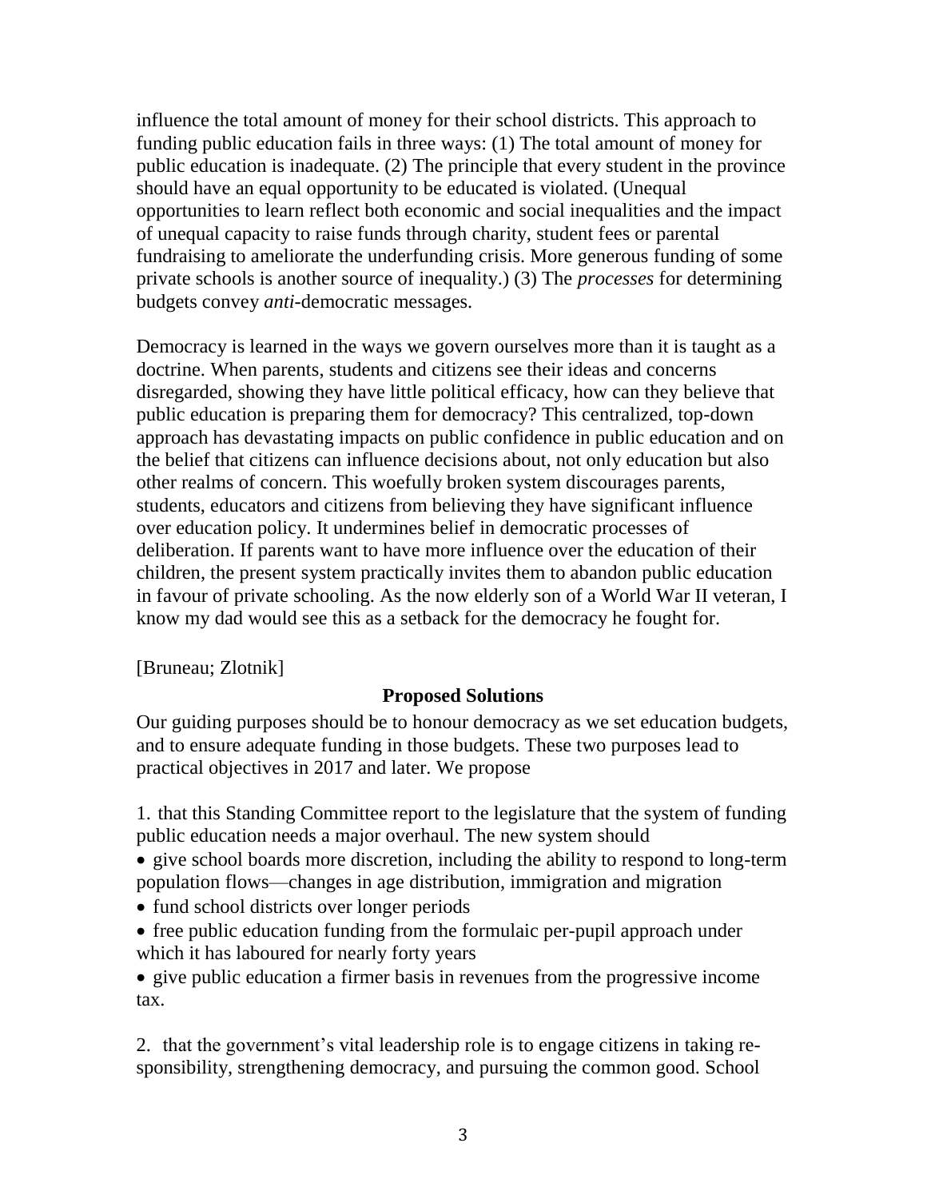influence the total amount of money for their school districts. This approach to funding public education fails in three ways: (1) The total amount of money for public education is inadequate. (2) The principle that every student in the province should have an equal opportunity to be educated is violated. (Unequal opportunities to learn reflect both economic and social inequalities and the impact of unequal capacity to raise funds through charity, student fees or parental fundraising to ameliorate the underfunding crisis. More generous funding of some private schools is another source of inequality.) (3) The *processes* for determining budgets convey *anti*-democratic messages.

Democracy is learned in the ways we govern ourselves more than it is taught as a doctrine. When parents, students and citizens see their ideas and concerns disregarded, showing they have little political efficacy, how can they believe that public education is preparing them for democracy? This centralized, top-down approach has devastating impacts on public confidence in public education and on the belief that citizens can influence decisions about, not only education but also other realms of concern. This woefully broken system discourages parents, students, educators and citizens from believing they have significant influence over education policy. It undermines belief in democratic processes of deliberation. If parents want to have more influence over the education of their children, the present system practically invites them to abandon public education in favour of private schooling. As the now elderly son of a World War II veteran, I know my dad would see this as a setback for the democracy he fought for.

[Bruneau; Zlotnik]

## Proposed Solutions

Our guiding purposes should be to honour democracy as we set education budgets, and to ensure adequate funding in those budgets. These two purposes lead to practical objectives in 2017 and later. We propose

1. that this Standing Committee report to the legislature that the system of funding public education needs a major overhaul. The new system should
   - give school boards more discretion, including the ability to respond to long-term population flows—changes in age distribution, immigration and migration
   - fund school districts over longer periods
   - free public education funding from the formulaic per-pupil approach under which it has laboured for nearly forty years
   - give public education a firmer basis in revenues from the progressive income tax.

2. that the government's vital leadership role is to engage citizens in taking responsibility, strengthening democracy, and pursuing the common good. School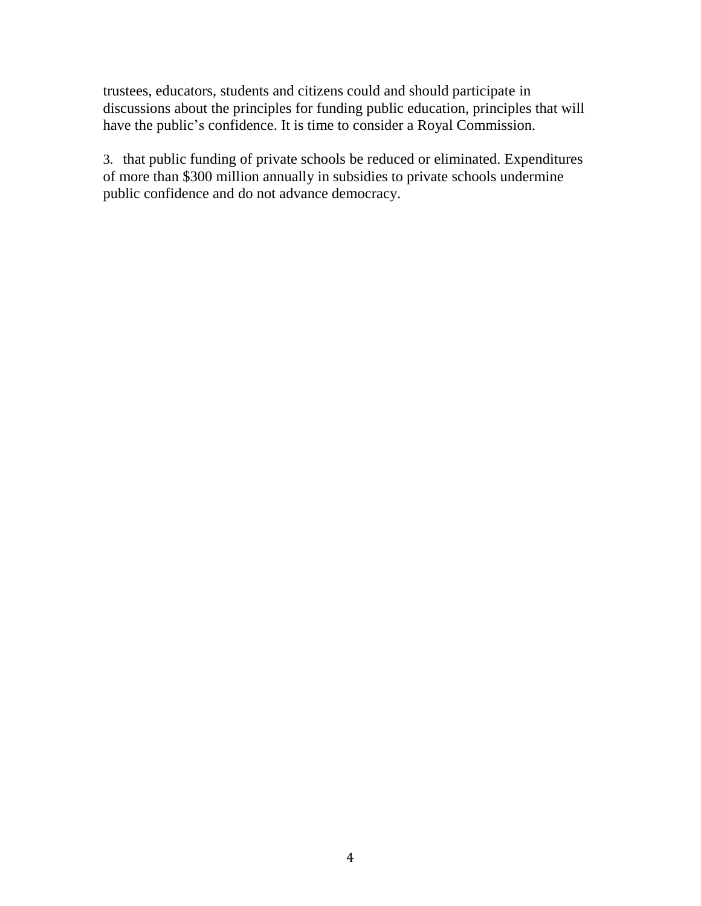trustees, educators, students and citizens could and should participate in discussions about the principles for funding public education, principles that will have the public's confidence. It is time to consider a Royal Commission.

3. that public funding of private schools be reduced or eliminated. Expenditures of more than $300 million annually in subsidies to private schools undermine public confidence and do not advance democracy.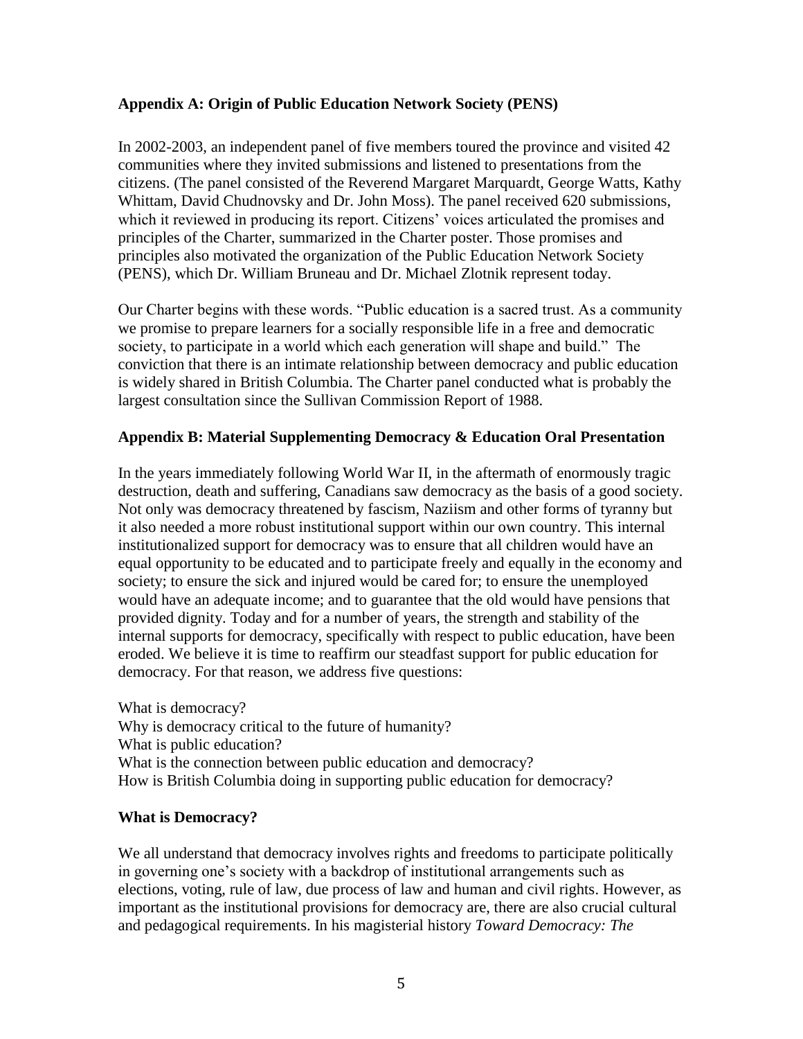## Appendix A: Origin of Public Education Network Society (PENS)

In 2002-2003, an independent panel of five members toured the province and visited 42 communities where they invited submissions and listened to presentations from the citizens. (The panel consisted of the Reverend Margaret Marquardt, George Watts, Kathy Whittam, David Chudnovsky and Dr. John Moss). The panel received 620 submissions, which it reviewed in producing its report. Citizens' voices articulated the promises and principles of the Charter, summarized in the Charter poster. Those promises and principles also motivated the organization of the Public Education Network Society (PENS), which Dr. William Bruneau and Dr. Michael Zlotnik represent today.

Our Charter begins with these words. "Public education is a sacred trust. As a community we promise to prepare learners for a socially responsible life in a free and democratic society, to participate in a world which each generation will shape and build." The conviction that there is an intimate relationship between democracy and public education is widely shared in British Columbia. The Charter panel conducted what is probably the largest consultation since the Sullivan Commission Report of 1988.

## Appendix B: Material Supplementing Democracy & Education Oral Presentation

In the years immediately following World War II, in the aftermath of enormously tragic destruction, death and suffering, Canadians saw democracy as the basis of a good society. Not only was democracy threatened by fascism, Naziism and other forms of tyranny but it also needed a more robust institutional support within our own country. This internal institutionalized support for democracy was to ensure that all children would have an equal opportunity to be educated and to participate freely and equally in the economy and society; to ensure the sick and injured would be cared for; to ensure the unemployed would have an adequate income; and to guarantee that the old would have pensions that provided dignity. Today and for a number of years, the strength and stability of the internal supports for democracy, specifically with respect to public education, have been eroded. We believe it is time to reaffirm our steadfast support for public education for democracy. For that reason, we address five questions:

What is democracy?
Why is democracy critical to the future of humanity?
What is public education?
What is the connection between public education and democracy?
How is British Columbia doing in supporting public education for democracy?

### What is Democracy?

We all understand that democracy involves rights and freedoms to participate politically in governing one's society with a backdrop of institutional arrangements such as elections, voting, rule of law, due process of law and human and civil rights. However, as important as the institutional provisions for democracy are, there are also crucial cultural and pedagogical requirements. In his magisterial history *Toward Democracy: The*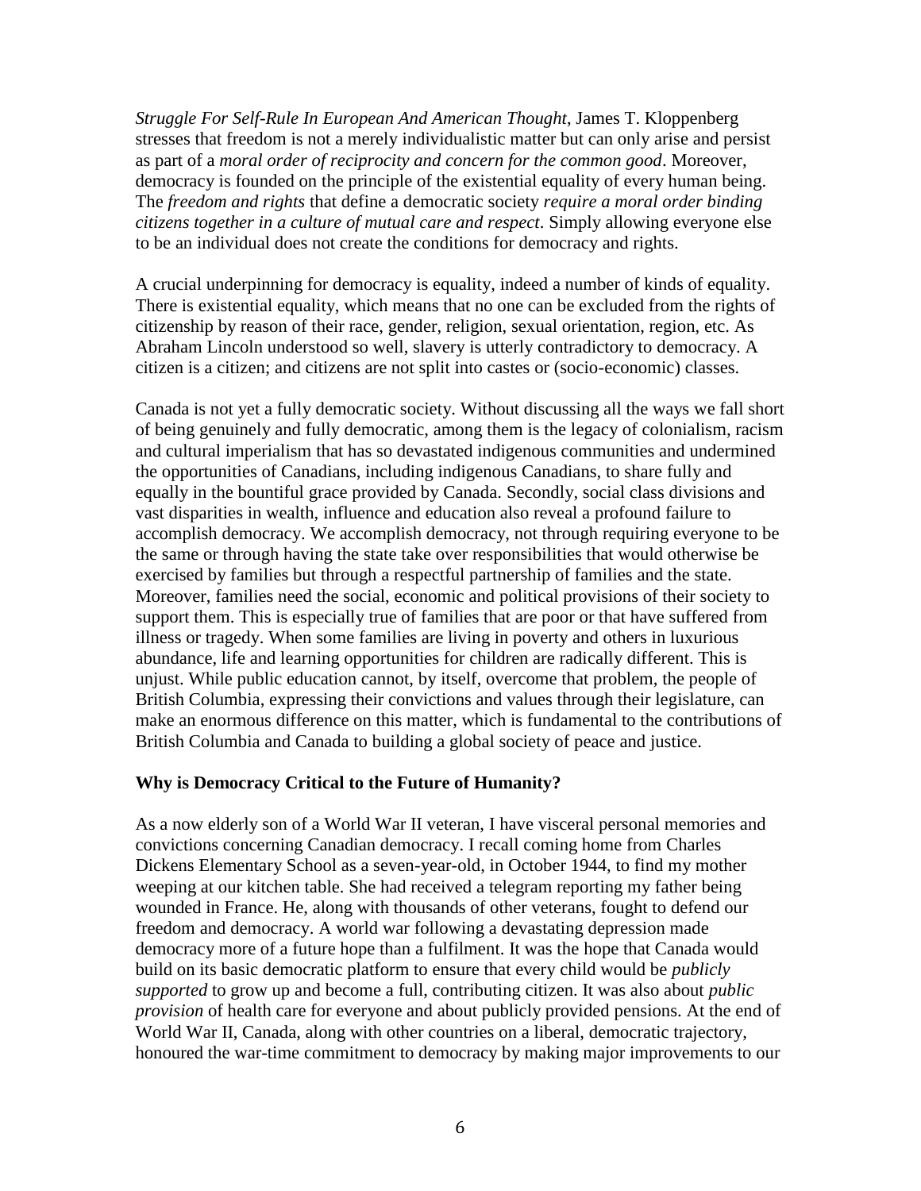*Struggle For Self-Rule In European And American Thought*, James T. Kloppenberg stresses that freedom is not a merely individualistic matter but can only arise and persist as part of a *moral order of reciprocity and concern for the common good*. Moreover, democracy is founded on the principle of the existential equality of every human being. The *freedom and rights* that define a democratic society *require a moral order binding citizens together in a culture of mutual care and respect*. Simply allowing everyone else to be an individual does not create the conditions for democracy and rights.

A crucial underpinning for democracy is equality, indeed a number of kinds of equality. There is existential equality, which means that no one can be excluded from the rights of citizenship by reason of their race, gender, religion, sexual orientation, region, etc. As Abraham Lincoln understood so well, slavery is utterly contradictory to democracy. A citizen is a citizen; and citizens are not split into castes or (socio-economic) classes.

Canada is not yet a fully democratic society. Without discussing all the ways we fall short of being genuinely and fully democratic, among them is the legacy of colonialism, racism and cultural imperialism that has so devastated indigenous communities and undermined the opportunities of Canadians, including indigenous Canadians, to share fully and equally in the bountiful grace provided by Canada. Secondly, social class divisions and vast disparities in wealth, influence and education also reveal a profound failure to accomplish democracy. We accomplish democracy, not through requiring everyone to be the same or through having the state take over responsibilities that would otherwise be exercised by families but through a respectful partnership of families and the state. Moreover, families need the social, economic and political provisions of their society to support them. This is especially true of families that are poor or that have suffered from illness or tragedy. When some families are living in poverty and others in luxurious abundance, life and learning opportunities for children are radically different. This is unjust. While public education cannot, by itself, overcome that problem, the people of British Columbia, expressing their convictions and values through their legislature, can make an enormous difference on this matter, which is fundamental to the contributions of British Columbia and Canada to building a global society of peace and justice.

**Why is Democracy Critical to the Future of Humanity?**

As a now elderly son of a World War II veteran, I have visceral personal memories and convictions concerning Canadian democracy. I recall coming home from Charles Dickens Elementary School as a seven-year-old, in October 1944, to find my mother weeping at our kitchen table. She had received a telegram reporting my father being wounded in France. He, along with thousands of other veterans, fought to defend our freedom and democracy. A world war following a devastating depression made democracy more of a future hope than a fulfilment. It was the hope that Canada would build on its basic democratic platform to ensure that every child would be *publicly supported* to grow up and become a full, contributing citizen. It was also about *public provision* of health care for everyone and about publicly provided pensions. At the end of World War II, Canada, along with other countries on a liberal, democratic trajectory, honoured the war-time commitment to democracy by making major improvements to our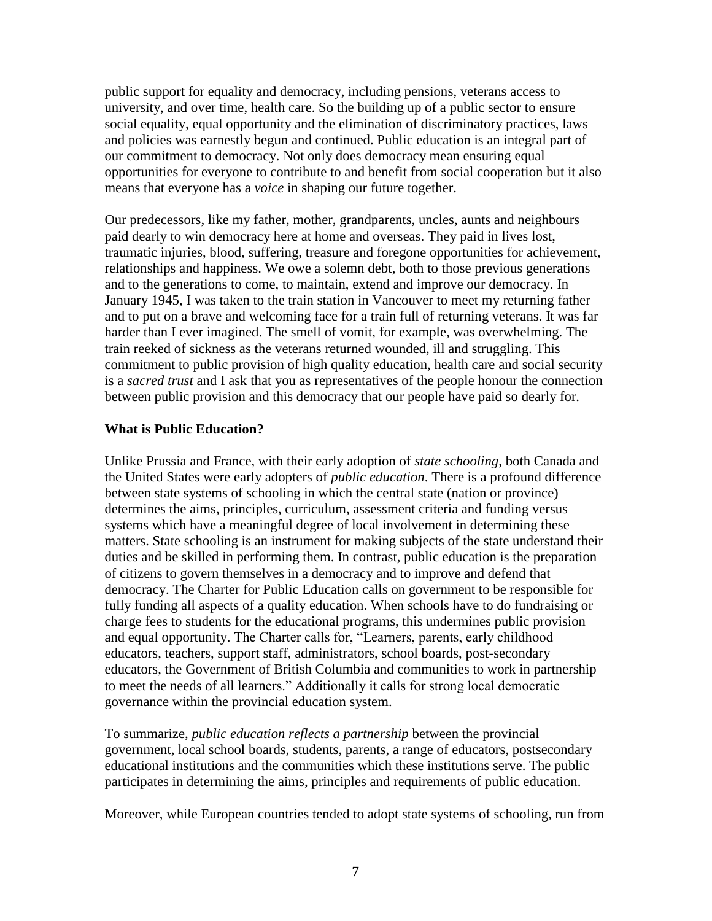public support for equality and democracy, including pensions, veterans access to university, and over time, health care. So the building up of a public sector to ensure social equality, equal opportunity and the elimination of discriminatory practices, laws and policies was earnestly begun and continued. Public education is an integral part of our commitment to democracy. Not only does democracy mean ensuring equal opportunities for everyone to contribute to and benefit from social cooperation but it also means that everyone has a *voice* in shaping our future together.

Our predecessors, like my father, mother, grandparents, uncles, aunts and neighbours paid dearly to win democracy here at home and overseas. They paid in lives lost, traumatic injuries, blood, suffering, treasure and foregone opportunities for achievement, relationships and happiness. We owe a solemn debt, both to those previous generations and to the generations to come, to maintain, extend and improve our democracy. In January 1945, I was taken to the train station in Vancouver to meet my returning father and to put on a brave and welcoming face for a train full of returning veterans. It was far harder than I ever imagined. The smell of vomit, for example, was overwhelming. The train reeked of sickness as the veterans returned wounded, ill and struggling. This commitment to public provision of high quality education, health care and social security is a *sacred trust* and I ask that you as representatives of the people honour the connection between public provision and this democracy that our people have paid so dearly for.

**What is Public Education?**

Unlike Prussia and France, with their early adoption of *state schooling*, both Canada and the United States were early adopters of *public education*. There is a profound difference between state systems of schooling in which the central state (nation or province) determines the aims, principles, curriculum, assessment criteria and funding versus systems which have a meaningful degree of local involvement in determining these matters. State schooling is an instrument for making subjects of the state understand their duties and be skilled in performing them. In contrast, public education is the preparation of citizens to govern themselves in a democracy and to improve and defend that democracy. The Charter for Public Education calls on government to be responsible for fully funding all aspects of a quality education. When schools have to do fundraising or charge fees to students for the educational programs, this undermines public provision and equal opportunity. The Charter calls for, "Learners, parents, early childhood educators, teachers, support staff, administrators, school boards, post-secondary educators, the Government of British Columbia and communities to work in partnership to meet the needs of all learners." Additionally it calls for strong local democratic governance within the provincial education system.

To summarize, *public education reflects a partnership* between the provincial government, local school boards, students, parents, a range of educators, postsecondary educational institutions and the communities which these institutions serve. The public participates in determining the aims, principles and requirements of public education.

Moreover, while European countries tended to adopt state systems of schooling, run from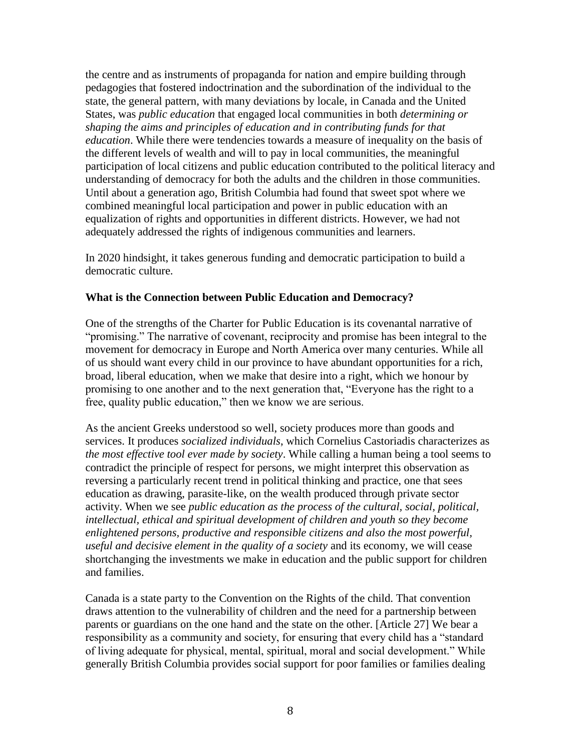the centre and as instruments of propaganda for nation and empire building through pedagogies that fostered indoctrination and the subordination of the individual to the state, the general pattern, with many deviations by locale, in Canada and the United States, was *public education* that engaged local communities in both *determining or shaping the aims and principles of education and in contributing funds for that education*. While there were tendencies towards a measure of inequality on the basis of the different levels of wealth and will to pay in local communities, the meaningful participation of local citizens and public education contributed to the political literacy and understanding of democracy for both the adults and the children in those communities. Until about a generation ago, British Columbia had found that sweet spot where we combined meaningful local participation and power in public education with an equalization of rights and opportunities in different districts. However, we had not adequately addressed the rights of indigenous communities and learners.

In 2020 hindsight, it takes generous funding and democratic participation to build a democratic culture.

**What is the Connection between Public Education and Democracy?**

One of the strengths of the Charter for Public Education is its covenantal narrative of "promising." The narrative of covenant, reciprocity and promise has been integral to the movement for democracy in Europe and North America over many centuries. While all of us should want every child in our province to have abundant opportunities for a rich, broad, liberal education, when we make that desire into a right, which we honour by promising to one another and to the next generation that, "Everyone has the right to a free, quality public education," then we know we are serious.

As the ancient Greeks understood so well, society produces more than goods and services. It produces *socialized individuals*, which Cornelius Castoriadis characterizes as *the most effective tool ever made by society*. While calling a human being a tool seems to contradict the principle of respect for persons, we might interpret this observation as reversing a particularly recent trend in political thinking and practice, one that sees education as drawing, parasite-like, on the wealth produced through private sector activity. When we see *public education as the process of the cultural, social, political, intellectual, ethical and spiritual development of children and youth so they become enlightened persons, productive and responsible citizens and also the most powerful, useful and decisive element in the quality of a society* and its economy, we will cease shortchanging the investments we make in education and the public support for children and families.

Canada is a state party to the Convention on the Rights of the child. That convention draws attention to the vulnerability of children and the need for a partnership between parents or guardians on the one hand and the state on the other. [Article 27] We bear a responsibility as a community and society, for ensuring that every child has a "standard of living adequate for physical, mental, spiritual, moral and social development." While generally British Columbia provides social support for poor families or families dealing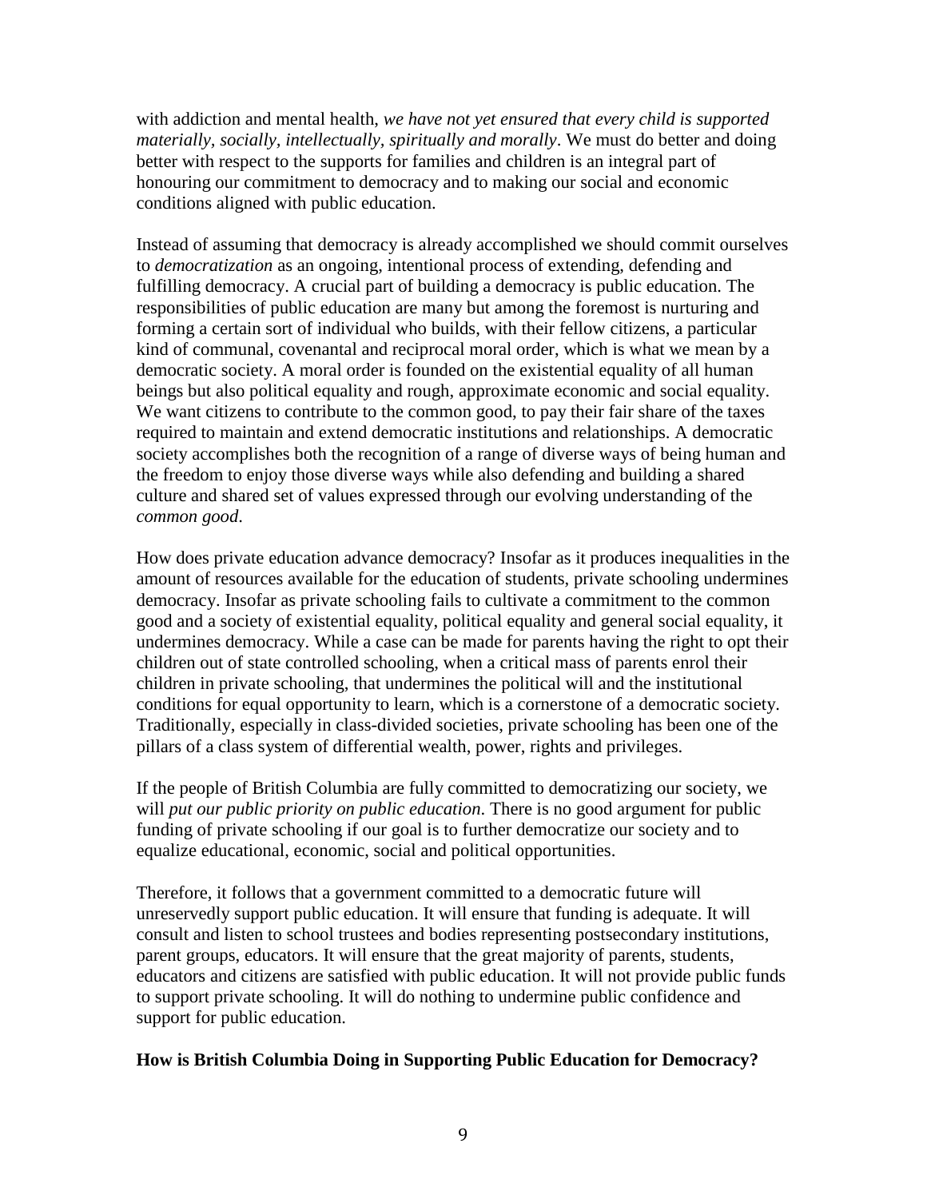with addiction and mental health, *we have not yet ensured that every child is supported materially, socially, intellectually, spiritually and morally*. We must do better and doing better with respect to the supports for families and children is an integral part of honouring our commitment to democracy and to making our social and economic conditions aligned with public education.

Instead of assuming that democracy is already accomplished we should commit ourselves to *democratization* as an ongoing, intentional process of extending, defending and fulfilling democracy. A crucial part of building a democracy is public education. The responsibilities of public education are many but among the foremost is nurturing and forming a certain sort of individual who builds, with their fellow citizens, a particular kind of communal, covenantal and reciprocal moral order, which is what we mean by a democratic society. A moral order is founded on the existential equality of all human beings but also political equality and rough, approximate economic and social equality. We want citizens to contribute to the common good, to pay their fair share of the taxes required to maintain and extend democratic institutions and relationships. A democratic society accomplishes both the recognition of a range of diverse ways of being human and the freedom to enjoy those diverse ways while also defending and building a shared culture and shared set of values expressed through our evolving understanding of the *common good*.

How does private education advance democracy? Insofar as it produces inequalities in the amount of resources available for the education of students, private schooling undermines democracy. Insofar as private schooling fails to cultivate a commitment to the common good and a society of existential equality, political equality and general social equality, it undermines democracy. While a case can be made for parents having the right to opt their children out of state controlled schooling, when a critical mass of parents enrol their children in private schooling, that undermines the political will and the institutional conditions for equal opportunity to learn, which is a cornerstone of a democratic society. Traditionally, especially in class-divided societies, private schooling has been one of the pillars of a class system of differential wealth, power, rights and privileges.

If the people of British Columbia are fully committed to democratizing our society, we will *put our public priority on public education*. There is no good argument for public funding of private schooling if our goal is to further democratize our society and to equalize educational, economic, social and political opportunities.

Therefore, it follows that a government committed to a democratic future will unreservedly support public education. It will ensure that funding is adequate. It will consult and listen to school trustees and bodies representing postsecondary institutions, parent groups, educators. It will ensure that the great majority of parents, students, educators and citizens are satisfied with public education. It will not provide public funds to support private schooling. It will do nothing to undermine public confidence and support for public education.

**How is British Columbia Doing in Supporting Public Education for Democracy?**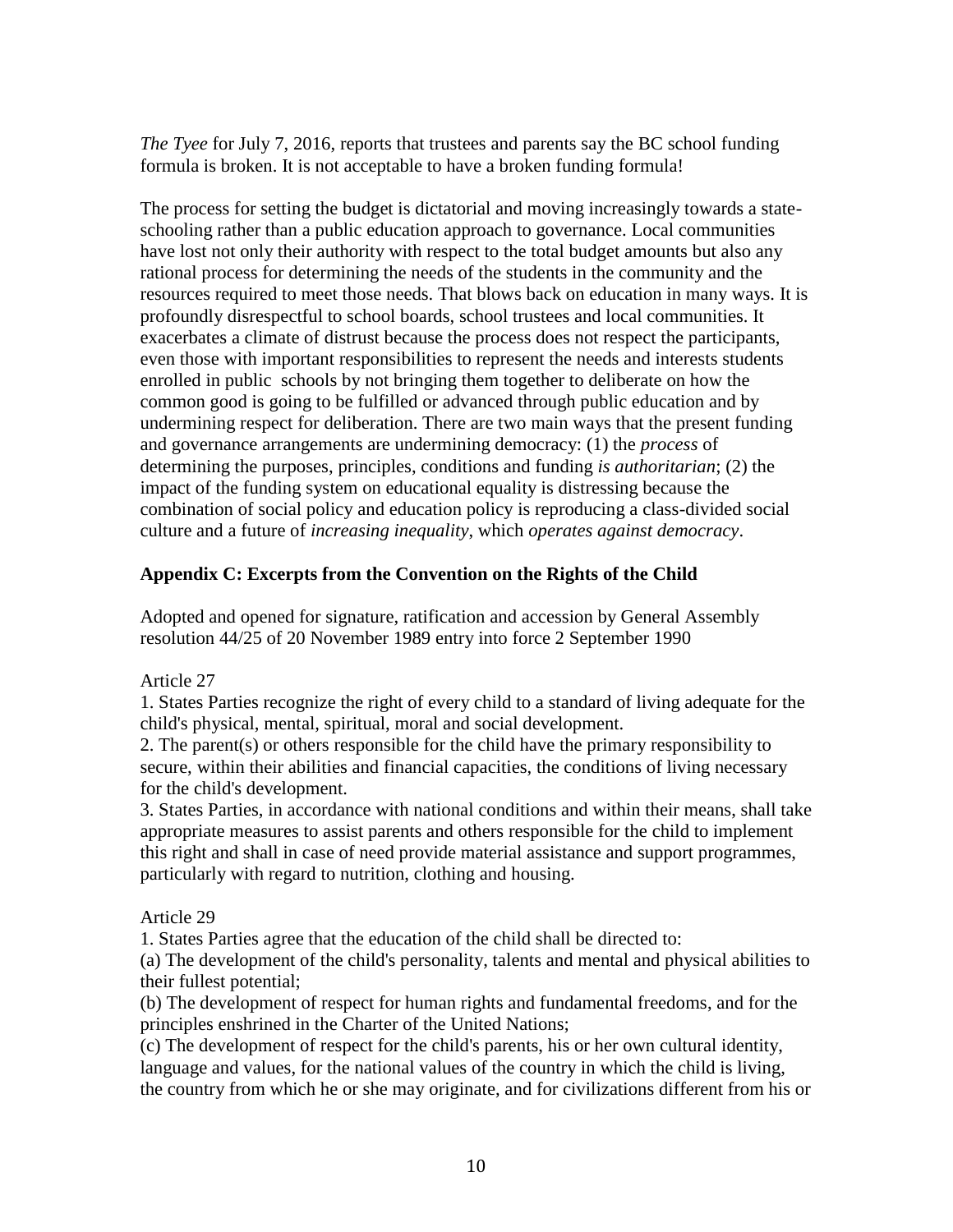*The Tyee* for July 7, 2016, reports that trustees and parents say the BC school funding formula is broken. It is not acceptable to have a broken funding formula!

The process for setting the budget is dictatorial and moving increasingly towards a state-schooling rather than a public education approach to governance. Local communities have lost not only their authority with respect to the total budget amounts but also any rational process for determining the needs of the students in the community and the resources required to meet those needs. That blows back on education in many ways. It is profoundly disrespectful to school boards, school trustees and local communities. It exacerbates a climate of distrust because the process does not respect the participants, even those with important responsibilities to represent the needs and interests students enrolled in public schools by not bringing them together to deliberate on how the common good is going to be fulfilled or advanced through public education and by undermining respect for deliberation. There are two main ways that the present funding and governance arrangements are undermining democracy: (1) the *process* of determining the purposes, principles, conditions and funding *is authoritarian*; (2) the impact of the funding system on educational equality is distressing because the combination of social policy and education policy is reproducing a class-divided social culture and a future of *increasing inequality*, which *operates against democracy*.

## Appendix C: Excerpts from the Convention on the Rights of the Child

Adopted and opened for signature, ratification and accession by General Assembly resolution 44/25 of 20 November 1989 entry into force 2 September 1990

Article 27

1. States Parties recognize the right of every child to a standard of living adequate for the child's physical, mental, spiritual, moral and social development.
2. The parent(s) or others responsible for the child have the primary responsibility to secure, within their abilities and financial capacities, the conditions of living necessary for the child's development.
3. States Parties, in accordance with national conditions and within their means, shall take appropriate measures to assist parents and others responsible for the child to implement this right and shall in case of need provide material assistance and support programmes, particularly with regard to nutrition, clothing and housing.

Article 29

1. States Parties agree that the education of the child shall be directed to:

(a) The development of the child's personality, talents and mental and physical abilities to their fullest potential;
(b) The development of respect for human rights and fundamental freedoms, and for the principles enshrined in the Charter of the United Nations;
(c) The development of respect for the child's parents, his or her own cultural identity, language and values, for the national values of the country in which the child is living, the country from which he or she may originate, and for civilizations different from his or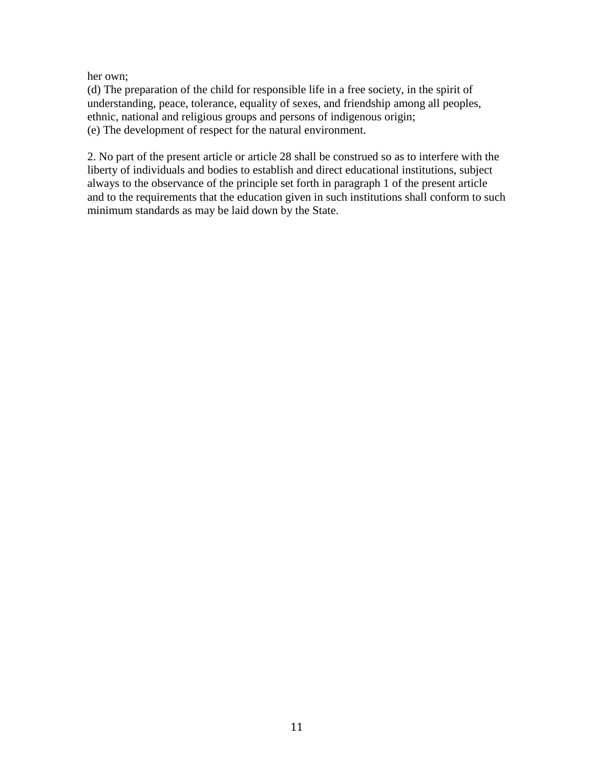her own;
(d) The preparation of the child for responsible life in a free society, in the spirit of understanding, peace, tolerance, equality of sexes, and friendship among all peoples, ethnic, national and religious groups and persons of indigenous origin;
(e) The development of respect for the natural environment.

2. No part of the present article or article 28 shall be construed so as to interfere with the liberty of individuals and bodies to establish and direct educational institutions, subject always to the observance of the principle set forth in paragraph 1 of the present article and to the requirements that the education given in such institutions shall conform to such minimum standards as may be laid down by the State.